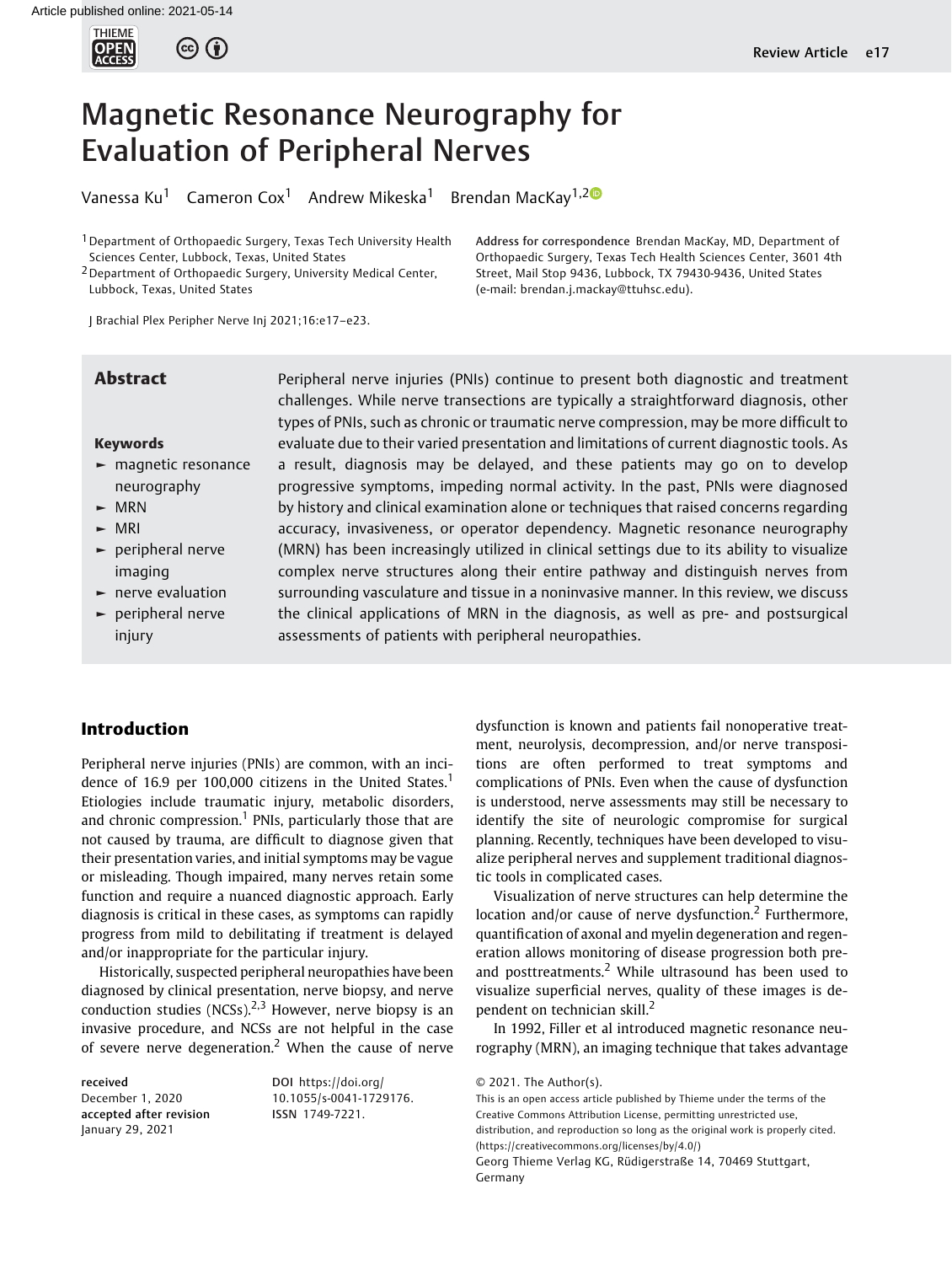Article published online: 2021-05-14

# Magnetic Resonance Neurography for Evaluation of Peripheral Nerves

Vanessa Ku[1] Cameron Cox[1] Andrew Mikeska[1] Brendan MacKay[1,2]

[1] Department of Orthopaedic Surgery, Texas Tech University Health Sciences Center, Lubbock, Texas, United States

[2] Department of Orthopaedic Surgery, University Medical Center, Lubbock, Texas, United States

J Brachial Plex Peripher Nerve Inj 2021;16:e17–e23.

Address for correspondence Brendan MacKay, MD, Department of Orthopaedic Surgery, Texas Tech Health Sciences Center, 3601 4th Street, Mail Stop 9436, Lubbock, TX 79430-9436, United States (e-mail: brendan.j.mackay@ttuhsc.edu).

## Abstract

Peripheral nerve injuries (PNIs) continue to present both diagnostic and treatment challenges. While nerve transections are typically a straightforward diagnosis, other types of PNIs, such as chronic or traumatic nerve compression, may be more difficult to evaluate due to their varied presentation and limitations of current diagnostic tools. As a result, diagnosis may be delayed, and these patients may go on to develop progressive symptoms, impeding normal activity. In the past, PNIs were diagnosed by history and clinical examination alone or techniques that raised concerns regarding accuracy, invasiveness, or operator dependency. Magnetic resonance neurography (MRN) has been increasingly utilized in clinical settings due to its ability to visualize complex nerve structures along their entire pathway and distinguish nerves from surrounding vasculature and tissue in a noninvasive manner. In this review, we discuss the clinical applications of MRN in the diagnosis, as well as pre- and postsurgical assessments of patients with peripheral neuropathies.

**Keywords**

- magnetic resonance neurography
- MRN
- MRI
- peripheral nerve imaging
- nerve evaluation
- peripheral nerve injury

## Introduction

Peripheral nerve injuries (PNIs) are common, with an incidence of 16.9 per 100,000 citizens in the United States.[1] Etiologies include traumatic injury, metabolic disorders, and chronic compression.[1] PNIs, particularly those that are not caused by trauma, are difficult to diagnose given that their presentation varies, and initial symptoms may be vague or misleading. Though impaired, many nerves retain some function and require a nuanced diagnostic approach. Early diagnosis is critical in these cases, as symptoms can rapidly progress from mild to debilitating if treatment is delayed and/or inappropriate for the particular injury.

Historically, suspected peripheral neuropathies have been diagnosed by clinical presentation, nerve biopsy, and nerve conduction studies (NCSs).[2,3] However, nerve biopsy is an invasive procedure, and NCSs are not helpful in the case of severe nerve degeneration.[2] When the cause of nerve dysfunction is known and patients fail nonoperative treatment, neurolysis, decompression, and/or nerve transpositions are often performed to treat symptoms and complications of PNIs. Even when the cause of dysfunction is understood, nerve assessments may still be necessary to identify the site of neurologic compromise for surgical planning. Recently, techniques have been developed to visualize peripheral nerves and supplement traditional diagnostic tools in complicated cases.

Visualization of nerve structures can help determine the location and/or cause of nerve dysfunction.[2] Furthermore, quantification of axonal and myelin degeneration and regeneration allows monitoring of disease progression both pre- and posttreatments.[2] While ultrasound has been used to visualize superficial nerves, quality of these images is dependent on technician skill.[2]

In 1992, Filler et al introduced magnetic resonance neurography (MRN), an imaging technique that takes advantage

received December 1, 2020
accepted after revision January 29, 2021

DOI https://doi.org/10.1055/s-0041-1729176.
ISSN 1749-7221.

© 2021. The Author(s).
This is an open access article published by Thieme under the terms of the Creative Commons Attribution License, permitting unrestricted use, distribution, and reproduction so long as the original work is properly cited. (https://creativecommons.org/licenses/by/4.0/)
Georg Thieme Verlag KG, Rüdigerstraße 14, 70469 Stuttgart, Germany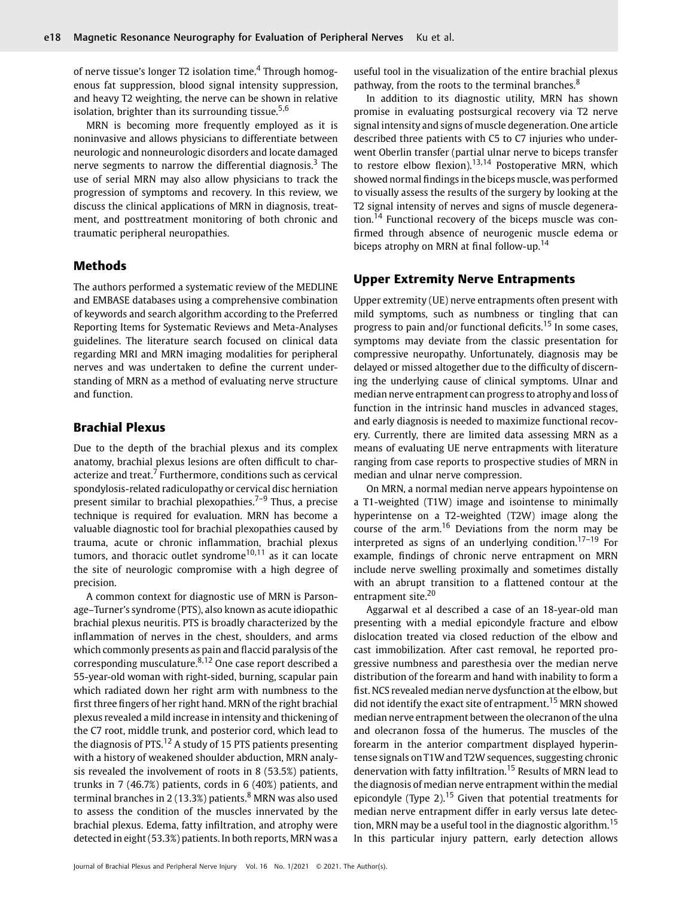of nerve tissue's longer T2 isolation time.[4] Through homogenous fat suppression, blood signal intensity suppression, and heavy T2 weighting, the nerve can be shown in relative isolation, brighter than its surrounding tissue.[5,6]

MRN is becoming more frequently employed as it is noninvasive and allows physicians to differentiate between neurologic and nonneurologic disorders and locate damaged nerve segments to narrow the differential diagnosis.[3] The use of serial MRN may also allow physicians to track the progression of symptoms and recovery. In this review, we discuss the clinical applications of MRN in diagnosis, treatment, and posttreatment monitoring of both chronic and traumatic peripheral neuropathies.

## Methods

The authors performed a systematic review of the MEDLINE and EMBASE databases using a comprehensive combination of keywords and search algorithm according to the Preferred Reporting Items for Systematic Reviews and Meta-Analyses guidelines. The literature search focused on clinical data regarding MRI and MRN imaging modalities for peripheral nerves and was undertaken to define the current understanding of MRN as a method of evaluating nerve structure and function.

## Brachial Plexus

Due to the depth of the brachial plexus and its complex anatomy, brachial plexus lesions are often difficult to characterize and treat.[7] Furthermore, conditions such as cervical spondylosis-related radiculopathy or cervical disc herniation present similar to brachial plexopathies.[7–9] Thus, a precise technique is required for evaluation. MRN has become a valuable diagnostic tool for brachial plexopathies caused by trauma, acute or chronic inflammation, brachial plexus tumors, and thoracic outlet syndrome[10,11] as it can locate the site of neurologic compromise with a high degree of precision.

A common context for diagnostic use of MRN is Parsonage–Turner's syndrome (PTS), also known as acute idiopathic brachial plexus neuritis. PTS is broadly characterized by the inflammation of nerves in the chest, shoulders, and arms which commonly presents as pain and flaccid paralysis of the corresponding musculature.[8,12] One case report described a 55-year-old woman with right-sided, burning, scapular pain which radiated down her right arm with numbness to the first three fingers of her right hand. MRN of the right brachial plexus revealed a mild increase in intensity and thickening of the C7 root, middle trunk, and posterior cord, which lead to the diagnosis of PTS.[12] A study of 15 PTS patients presenting with a history of weakened shoulder abduction, MRN analysis revealed the involvement of roots in 8 (53.5%) patients, trunks in 7 (46.7%) patients, cords in 6 (40%) patients, and terminal branches in 2 (13.3%) patients.[8] MRN was also used to assess the condition of the muscles innervated by the brachial plexus. Edema, fatty infiltration, and atrophy were detected in eight (53.3%) patients. In both reports, MRN was a useful tool in the visualization of the entire brachial plexus pathway, from the roots to the terminal branches.[8]

In addition to its diagnostic utility, MRN has shown promise in evaluating postsurgical recovery via T2 nerve signal intensity and signs of muscle degeneration. One article described three patients with C5 to C7 injuries who underwent Oberlin transfer (partial ulnar nerve to biceps transfer to restore elbow flexion).[13,14] Postoperative MRN, which showed normal findings in the biceps muscle, was performed to visually assess the results of the surgery by looking at the T2 signal intensity of nerves and signs of muscle degeneration.[14] Functional recovery of the biceps muscle was confirmed through absence of neurogenic muscle edema or biceps atrophy on MRN at final follow-up.[14]

## Upper Extremity Nerve Entrapments

Upper extremity (UE) nerve entrapments often present with mild symptoms, such as numbness or tingling that can progress to pain and/or functional deficits.[15] In some cases, symptoms may deviate from the classic presentation for compressive neuropathy. Unfortunately, diagnosis may be delayed or missed altogether due to the difficulty of discerning the underlying cause of clinical symptoms. Ulnar and median nerve entrapment can progress to atrophy and loss of function in the intrinsic hand muscles in advanced stages, and early diagnosis is needed to maximize functional recovery. Currently, there are limited data assessing MRN as a means of evaluating UE nerve entrapments with literature ranging from case reports to prospective studies of MRN in median and ulnar nerve compression.

On MRN, a normal median nerve appears hypointense on a T1-weighted (T1W) image and isointense to minimally hyperintense on a T2-weighted (T2W) image along the course of the arm.[16] Deviations from the norm may be interpreted as signs of an underlying condition.[17–19] For example, findings of chronic nerve entrapment on MRN include nerve swelling proximally and sometimes distally with an abrupt transition to a flattened contour at the entrapment site.[20]

Aggarwal et al described a case of an 18-year-old man presenting with a medial epicondyle fracture and elbow dislocation treated via closed reduction of the elbow and cast immobilization. After cast removal, he reported progressive numbness and paresthesia over the median nerve distribution of the forearm and hand with inability to form a fist. NCS revealed median nerve dysfunction at the elbow, but did not identify the exact site of entrapment.[15] MRN showed median nerve entrapment between the olecranon of the ulna and olecranon fossa of the humerus. The muscles of the forearm in the anterior compartment displayed hyperintense signals on T1W and T2W sequences, suggesting chronic denervation with fatty infiltration.[15] Results of MRN lead to the diagnosis of median nerve entrapment within the medial epicondyle (Type 2).[15] Given that potential treatments for median nerve entrapment differ in early versus late detection, MRN may be a useful tool in the diagnostic algorithm.[15] In this particular injury pattern, early detection allows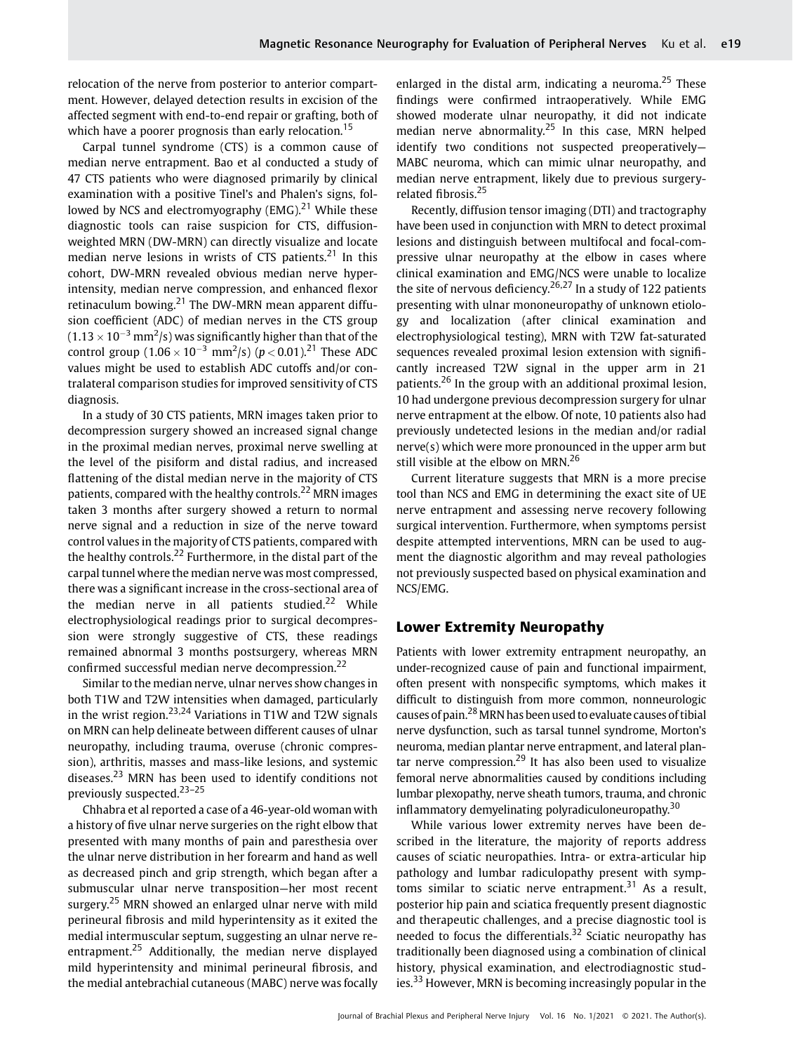relocation of the nerve from posterior to anterior compartment. However, delayed detection results in excision of the affected segment with end-to-end repair or grafting, both of which have a poorer prognosis than early relocation.[15]

Carpal tunnel syndrome (CTS) is a common cause of median nerve entrapment. Bao et al conducted a study of 47 CTS patients who were diagnosed primarily by clinical examination with a positive Tinel's and Phalen's signs, followed by NCS and electromyography (EMG).[21] While these diagnostic tools can raise suspicion for CTS, diffusion-weighted MRN (DW-MRN) can directly visualize and locate median nerve lesions in wrists of CTS patients.[21] In this cohort, DW-MRN revealed obvious median nerve hyperintensity, median nerve compression, and enhanced flexor retinaculum bowing.[21] The DW-MRN mean apparent diffusion coefficient (ADC) of median nerves in the CTS group ($1.13 \times 10^{-3}$ mm$^2$/s) was significantly higher than that of the control group ($1.06 \times 10^{-3}$ mm$^2$/s) ($p < 0.01$).[21] These ADC values might be used to establish ADC cutoffs and/or contralateral comparison studies for improved sensitivity of CTS diagnosis.

In a study of 30 CTS patients, MRN images taken prior to decompression surgery showed an increased signal change in the proximal median nerves, proximal nerve swelling at the level of the pisiform and distal radius, and increased flattening of the distal median nerve in the majority of CTS patients, compared with the healthy controls.[22] MRN images taken 3 months after surgery showed a return to normal nerve signal and a reduction in size of the nerve toward control values in the majority of CTS patients, compared with the healthy controls.[22] Furthermore, in the distal part of the carpal tunnel where the median nerve was most compressed, there was a significant increase in the cross-sectional area of the median nerve in all patients studied.[22] While electrophysiological readings prior to surgical decompression were strongly suggestive of CTS, these readings remained abnormal 3 months postsurgery, whereas MRN confirmed successful median nerve decompression.[22]

Similar to the median nerve, ulnar nerves show changes in both T1W and T2W intensities when damaged, particularly in the wrist region.[23,24] Variations in T1W and T2W signals on MRN can help delineate between different causes of ulnar neuropathy, including trauma, overuse (chronic compression), arthritis, masses and mass-like lesions, and systemic diseases.[23] MRN has been used to identify conditions not previously suspected.[23–25]

Chhabra et al reported a case of a 46-year-old woman with a history of five ulnar nerve surgeries on the right elbow that presented with many months of pain and paresthesia over the ulnar nerve distribution in her forearm and hand as well as decreased pinch and grip strength, which began after a submuscular ulnar nerve transposition—her most recent surgery.[25] MRN showed an enlarged ulnar nerve with mild perineural fibrosis and mild hyperintensity as it exited the medial intermuscular septum, suggesting an ulnar nerve reentrapment.[25] Additionally, the median nerve displayed mild hyperintensity and minimal perineural fibrosis, and the medial antebrachial cutaneous (MABC) nerve was focally enlarged in the distal arm, indicating a neuroma.[25] These findings were confirmed intraoperatively. While EMG showed moderate ulnar neuropathy, it did not indicate median nerve abnormality.[25] In this case, MRN helped identify two conditions not suspected preoperatively—MABC neuroma, which can mimic ulnar neuropathy, and median nerve entrapment, likely due to previous surgery-related fibrosis.[25]

Recently, diffusion tensor imaging (DTI) and tractography have been used in conjunction with MRN to detect proximal lesions and distinguish between multifocal and focal-compressive ulnar neuropathy at the elbow in cases where clinical examination and EMG/NCS were unable to localize the site of nervous deficiency.[26,27] In a study of 122 patients presenting with ulnar mononeuropathy of unknown etiology and localization (after clinical examination and electrophysiological testing), MRN with T2W fat-saturated sequences revealed proximal lesion extension with significantly increased T2W signal in the upper arm in 21 patients.[26] In the group with an additional proximal lesion, 10 had undergone previous decompression surgery for ulnar nerve entrapment at the elbow. Of note, 10 patients also had previously undetected lesions in the median and/or radial nerve(s) which were more pronounced in the upper arm but still visible at the elbow on MRN.[26]

Current literature suggests that MRN is a more precise tool than NCS and EMG in determining the exact site of UE nerve entrapment and assessing nerve recovery following surgical intervention. Furthermore, when symptoms persist despite attempted interventions, MRN can be used to augment the diagnostic algorithm and may reveal pathologies not previously suspected based on physical examination and NCS/EMG.

## Lower Extremity Neuropathy

Patients with lower extremity entrapment neuropathy, an under-recognized cause of pain and functional impairment, often present with nonspecific symptoms, which makes it difficult to distinguish from more common, nonneurologic causes of pain.[28] MRN has been used to evaluate causes of tibial nerve dysfunction, such as tarsal tunnel syndrome, Morton's neuroma, median plantar nerve entrapment, and lateral plantar nerve compression.[29] It has also been used to visualize femoral nerve abnormalities caused by conditions including lumbar plexopathy, nerve sheath tumors, trauma, and chronic inflammatory demyelinating polyradiculoneuropathy.[30]

While various lower extremity nerves have been described in the literature, the majority of reports address causes of sciatic neuropathies. Intra- or extra-articular hip pathology and lumbar radiculopathy present with symptoms similar to sciatic nerve entrapment.[31] As a result, posterior hip pain and sciatica frequently present diagnostic and therapeutic challenges, and a precise diagnostic tool is needed to focus the differentials.[32] Sciatic neuropathy has traditionally been diagnosed using a combination of clinical history, physical examination, and electrodiagnostic studies.[33] However, MRN is becoming increasingly popular in the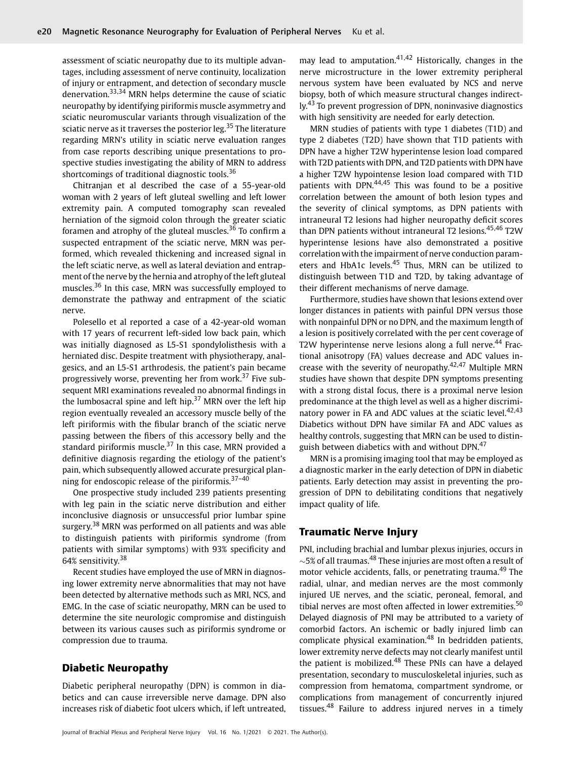assessment of sciatic neuropathy due to its multiple advantages, including assessment of nerve continuity, localization of injury or entrapment, and detection of secondary muscle denervation.[33,34] MRN helps determine the cause of sciatic neuropathy by identifying piriformis muscle asymmetry and sciatic neuromuscular variants through visualization of the sciatic nerve as it traverses the posterior leg.[35] The literature regarding MRN's utility in sciatic nerve evaluation ranges from case reports describing unique presentations to prospective studies investigating the ability of MRN to address shortcomings of traditional diagnostic tools.[36]

Chitranjan et al described the case of a 55-year-old woman with 2 years of left gluteal swelling and left lower extremity pain. A computed tomography scan revealed herniation of the sigmoid colon through the greater sciatic foramen and atrophy of the gluteal muscles.[36] To confirm a suspected entrapment of the sciatic nerve, MRN was performed, which revealed thickening and increased signal in the left sciatic nerve, as well as lateral deviation and entrapment of the nerve by the hernia and atrophy of the left gluteal muscles.[36] In this case, MRN was successfully employed to demonstrate the pathway and entrapment of the sciatic nerve.

Polesello et al reported a case of a 42-year-old woman with 17 years of recurrent left-sided low back pain, which was initially diagnosed as L5-S1 spondylolisthesis with a herniated disc. Despite treatment with physiotherapy, analgesics, and an L5-S1 arthrodesis, the patient's pain became progressively worse, preventing her from work.[37] Five subsequent MRI examinations revealed no abnormal findings in the lumbosacral spine and left hip.[37] MRN over the left hip region eventually revealed an accessory muscle belly of the left piriformis with the fibular branch of the sciatic nerve passing between the fibers of this accessory belly and the standard piriformis muscle.[37] In this case, MRN provided a definitive diagnosis regarding the etiology of the patient's pain, which subsequently allowed accurate presurgical planning for endoscopic release of the piriformis.[37–40]

One prospective study included 239 patients presenting with leg pain in the sciatic nerve distribution and either inconclusive diagnosis or unsuccessful prior lumbar spine surgery.[38] MRN was performed on all patients and was able to distinguish patients with piriformis syndrome (from patients with similar symptoms) with 93% specificity and 64% sensitivity.[38]

Recent studies have employed the use of MRN in diagnosing lower extremity nerve abnormalities that may not have been detected by alternative methods such as MRI, NCS, and EMG. In the case of sciatic neuropathy, MRN can be used to determine the site neurologic compromise and distinguish between its various causes such as piriformis syndrome or compression due to trauma.

## Diabetic Neuropathy

Diabetic peripheral neuropathy (DPN) is common in diabetics and can cause irreversible nerve damage. DPN also increases risk of diabetic foot ulcers which, if left untreated, may lead to amputation.[41,42] Historically, changes in the nerve microstructure in the lower extremity peripheral nervous system have been evaluated by NCS and nerve biopsy, both of which measure structural changes indirectly.[43] To prevent progression of DPN, noninvasive diagnostics with high sensitivity are needed for early detection.

MRN studies of patients with type 1 diabetes (T1D) and type 2 diabetes (T2D) have shown that T1D patients with DPN have a higher T2W hyperintense lesion load compared with T2D patients with DPN, and T2D patients with DPN have a higher T2W hypointense lesion load compared with T1D patients with DPN.[44,45] This was found to be a positive correlation between the amount of both lesion types and the severity of clinical symptoms, as DPN patients with intraneural T2 lesions had higher neuropathy deficit scores than DPN patients without intraneural T2 lesions.[45,46] T2W hyperintense lesions have also demonstrated a positive correlation with the impairment of nerve conduction parameters and HbA1c levels.[45] Thus, MRN can be utilized to distinguish between T1D and T2D, by taking advantage of their different mechanisms of nerve damage.

Furthermore, studies have shown that lesions extend over longer distances in patients with painful DPN versus those with nonpainful DPN or no DPN, and the maximum length of a lesion is positively correlated with the per cent coverage of T2W hyperintense nerve lesions along a full nerve.[44] Fractional anisotropy (FA) values decrease and ADC values increase with the severity of neuropathy.[42,47] Multiple MRN studies have shown that despite DPN symptoms presenting with a strong distal focus, there is a proximal nerve lesion predominance at the thigh level as well as a higher discriminatory power in FA and ADC values at the sciatic level.[42,43] Diabetics without DPN have similar FA and ADC values as healthy controls, suggesting that MRN can be used to distinguish between diabetics with and without DPN.[47]

MRN is a promising imaging tool that may be employed as a diagnostic marker in the early detection of DPN in diabetic patients. Early detection may assist in preventing the progression of DPN to debilitating conditions that negatively impact quality of life.

## Traumatic Nerve Injury

PNI, including brachial and lumbar plexus injuries, occurs in ~5% of all traumas.[48] These injuries are most often a result of motor vehicle accidents, falls, or penetrating trauma.[49] The radial, ulnar, and median nerves are the most commonly injured UE nerves, and the sciatic, peroneal, femoral, and tibial nerves are most often affected in lower extremities.[50] Delayed diagnosis of PNI may be attributed to a variety of comorbid factors. An ischemic or badly injured limb can complicate physical examination.[48] In bedridden patients, lower extremity nerve defects may not clearly manifest until the patient is mobilized.[48] These PNIs can have a delayed presentation, secondary to musculoskeletal injuries, such as compression from hematoma, compartment syndrome, or complications from management of concurrently injured tissues.[48] Failure to address injured nerves in a timely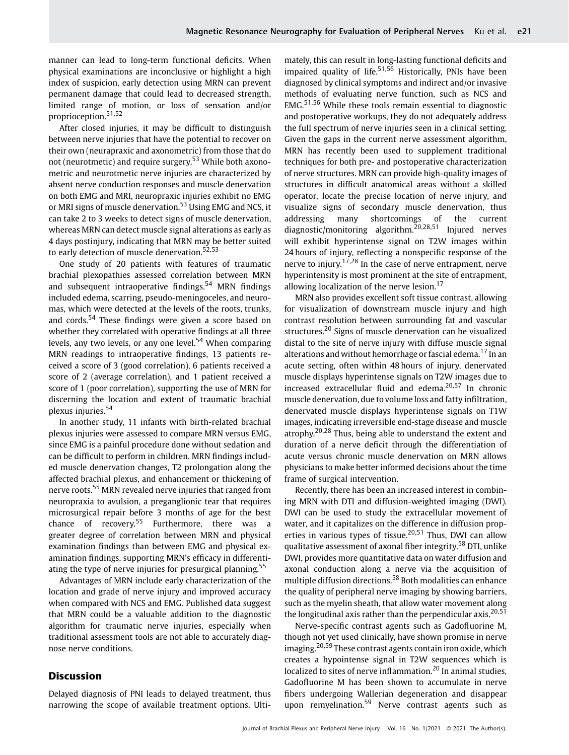manner can lead to long-term functional deficits. When physical examinations are inconclusive or highlight a high index of suspicion, early detection using MRN can prevent permanent damage that could lead to decreased strength, limited range of motion, or loss of sensation and/or proprioception.[51,52]

After closed injuries, it may be difficult to distinguish between nerve injuries that have the potential to recover on their own (neurapraxic and axonometric) from those that do not (neurotmetic) and require surgery.[53] While both axonometric and neurotmetic nerve injuries are characterized by absent nerve conduction responses and muscle denervation on both EMG and MRI, neuropraxic injuries exhibit no EMG or MRI signs of muscle denervation.[53] Using EMG and NCS, it can take 2 to 3 weeks to detect signs of muscle denervation, whereas MRN can detect muscle signal alterations as early as 4 days postinjury, indicating that MRN may be better suited to early detection of muscle denervation.[52,53]

One study of 20 patients with features of traumatic brachial plexopathies assessed correlation between MRN and subsequent intraoperative findings.[54] MRN findings included edema, scarring, pseudo-meningoceles, and neuromas, which were detected at the levels of the roots, trunks, and cords.[54] These findings were given a score based on whether they correlated with operative findings at all three levels, any two levels, or any one level.[54] When comparing MRN readings to intraoperative findings, 13 patients received a score of 3 (good correlation), 6 patients received a score of 2 (average correlation), and 1 patient received a score of 1 (poor correlation), supporting the use of MRN for discerning the location and extent of traumatic brachial plexus injuries.[54]

In another study, 11 infants with birth-related brachial plexus injuries were assessed to compare MRN versus EMG, since EMG is a painful procedure done without sedation and can be difficult to perform in children. MRN findings included muscle denervation changes, T2 prolongation along the affected brachial plexus, and enhancement or thickening of nerve roots.[55] MRN revealed nerve injuries that ranged from neuropraxia to avulsion, a preganglionic tear that requires microsurgical repair before 3 months of age for the best chance of recovery.[55] Furthermore, there was a greater degree of correlation between MRN and physical examination findings than between EMG and physical examination findings, supporting MRN's efficacy in differentiating the type of nerve injuries for presurgical planning.[55]

Advantages of MRN include early characterization of the location and grade of nerve injury and improved accuracy when compared with NCS and EMG. Published data suggest that MRN could be a valuable addition to the diagnostic algorithm for traumatic nerve injuries, especially when traditional assessment tools are not able to accurately diagnose nerve conditions.

## Discussion

Delayed diagnosis of PNI leads to delayed treatment, thus narrowing the scope of available treatment options. Ultimately, this can result in long-lasting functional deficits and impaired quality of life.[51,56] Historically, PNIs have been diagnosed by clinical symptoms and indirect and/or invasive methods of evaluating nerve function, such as NCS and EMG.[51,56] While these tools remain essential to diagnostic and postoperative workups, they do not adequately address the full spectrum of nerve injuries seen in a clinical setting. Given the gaps in the current nerve assessment algorithm, MRN has recently been used to supplement traditional techniques for both pre- and postoperative characterization of nerve structures. MRN can provide high-quality images of structures in difficult anatomical areas without a skilled operator, locate the precise location of nerve injury, and visualize signs of secondary muscle denervation, thus addressing many shortcomings of the current diagnostic/monitoring algorithm.[20,28,51] Injured nerves will exhibit hyperintense signal on T2W images within 24 hours of injury, reflecting a nonspecific response of the nerve to injury.[17,28] In the case of nerve entrapment, nerve hyperintensity is most prominent at the site of entrapment, allowing localization of the nerve lesion.[17]

MRN also provides excellent soft tissue contrast, allowing for visualization of downstream muscle injury and high contrast resolution between surrounding fat and vascular structures.[20] Signs of muscle denervation can be visualized distal to the site of nerve injury with diffuse muscle signal alterations and without hemorrhage or fascial edema.[17] In an acute setting, often within 48 hours of injury, denervated muscle displays hyperintense signals on T2W images due to increased extracellular fluid and edema.[20,57] In chronic muscle denervation, due to volume loss and fatty infiltration, denervated muscle displays hyperintense signals on T1W images, indicating irreversible end-stage disease and muscle atrophy.[20,28] Thus, being able to understand the extent and duration of a nerve deficit through the differentiation of acute versus chronic muscle denervation on MRN allows physicians to make better informed decisions about the time frame of surgical intervention.

Recently, there has been an increased interest in combining MRN with DTI and diffusion-weighted imaging (DWI). DWI can be used to study the extracellular movement of water, and it capitalizes on the difference in diffusion properties in various types of tissue.[20,51] Thus, DWI can allow qualitative assessment of axonal fiber integrity.[58] DTI, unlike DWI, provides more quantitative data on water diffusion and axonal conduction along a nerve via the acquisition of multiple diffusion directions.[58] Both modalities can enhance the quality of peripheral nerve imaging by showing barriers, such as the myelin sheath, that allow water movement along the longitudinal axis rather than the perpendicular axis.[20,51]

Nerve-specific contrast agents such as Gadofluorine M, though not yet used clinically, have shown promise in nerve imaging.[20,59] These contrast agents contain iron oxide, which creates a hypointense signal in T2W sequences which is localized to sites of nerve inflammation.[20] In animal studies, Gadofluorine M has been shown to accumulate in nerve fibers undergoing Wallerian degeneration and disappear upon remyelination.[59] Nerve contrast agents such as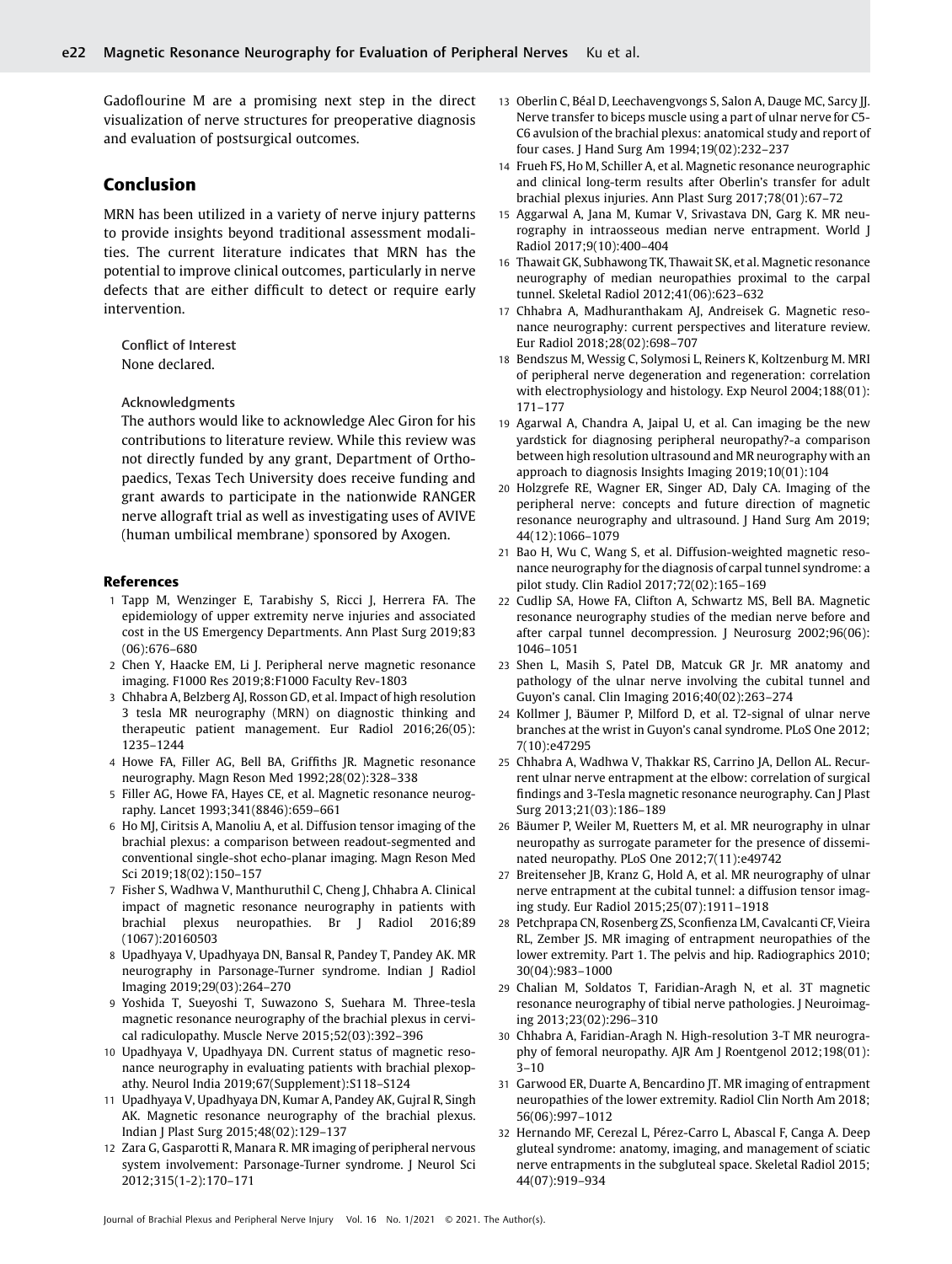Gadoflourine M are a promising next step in the direct visualization of nerve structures for preoperative diagnosis and evaluation of postsurgical outcomes.

## Conclusion

MRN has been utilized in a variety of nerve injury patterns to provide insights beyond traditional assessment modalities. The current literature indicates that MRN has the potential to improve clinical outcomes, particularly in nerve defects that are either difficult to detect or require early intervention.

Conflict of Interest
None declared.

Acknowledgments
The authors would like to acknowledge Alec Giron for his contributions to literature review. While this review was not directly funded by any grant, Department of Orthopaedics, Texas Tech University does receive funding and grant awards to participate in the nationwide RANGER nerve allograft trial as well as investigating uses of AVIVE (human umbilical membrane) sponsored by Axogen.

## References

1. Tapp M, Wenzinger E, Tarabishy S, Ricci J, Herrera FA. The epidemiology of upper extremity nerve injuries and associated cost in the US Emergency Departments. Ann Plast Surg 2019;83(06):676–680
2. Chen Y, Haacke EM, Li J. Peripheral nerve magnetic resonance imaging. F1000 Res 2019;8:F1000 Faculty Rev-1803
3. Chhabra A, Belzberg AJ, Rosson GD, et al. Impact of high resolution 3 tesla MR neurography (MRN) on diagnostic thinking and therapeutic patient management. Eur Radiol 2016;26(05):1235–1244
4. Howe FA, Filler AG, Bell BA, Griffiths JR. Magnetic resonance neurography. Magn Reson Med 1992;28(02):328–338
5. Filler AG, Howe FA, Hayes CE, et al. Magnetic resonance neurography. Lancet 1993;341(8846):659–661
6. Ho MJ, Ciritsis A, Manoliu A, et al. Diffusion tensor imaging of the brachial plexus: a comparison between readout-segmented and conventional single-shot echo-planar imaging. Magn Reson Med Sci 2019;18(02):150–157
7. Fisher S, Wadhwa V, Manthuruthil C, Cheng J, Chhabra A. Clinical impact of magnetic resonance neurography in patients with brachial plexus neuropathies. Br J Radiol 2016;89(1067):20160503
8. Upadhyaya V, Upadhyaya DN, Bansal R, Pandey T, Pandey AK. MR neurography in Parsonage-Turner syndrome. Indian J Radiol Imaging 2019;29(03):264–270
9. Yoshida T, Sueyoshi T, Suwazono S, Suehara M. Three-tesla magnetic resonance neurography of the brachial plexus in cervical radiculopathy. Muscle Nerve 2015;52(03):392–396
10. Upadhyaya V, Upadhyaya DN. Current status of magnetic resonance neurography in evaluating patients with brachial plexopathy. Neurol India 2019;67(Supplement):S118–S124
11. Upadhyaya V, Upadhyaya DN, Kumar A, Pandey AK, Gujral R, Singh AK. Magnetic resonance neurography of the brachial plexus. Indian J Plast Surg 2015;48(02):129–137
12. Zara G, Gasparotti R, Manara R. MR imaging of peripheral nervous system involvement: Parsonage-Turner syndrome. J Neurol Sci 2012;315(1-2):170–171
13. Oberlin C, Béal D, Leechavengvongs S, Salon A, Dauge MC, Sarcy JJ. Nerve transfer to biceps muscle using a part of ulnar nerve for C5-C6 avulsion of the brachial plexus: anatomical study and report of four cases. J Hand Surg Am 1994;19(02):232–237
14. Frueh FS, Ho M, Schiller A, et al. Magnetic resonance neurographic and clinical long-term results after Oberlin's transfer for adult brachial plexus injuries. Ann Plast Surg 2017;78(01):67–72
15. Aggarwal A, Jana M, Kumar V, Srivastava DN, Garg K. MR neurography in intraosseous median nerve entrapment. World J Radiol 2017;9(10):400–404
16. Thawait GK, Subhawong TK, Thawait SK, et al. Magnetic resonance neurography of median neuropathies proximal to the carpal tunnel. Skeletal Radiol 2012;41(06):623–632
17. Chhabra A, Madhuranthakam AJ, Andreisek G. Magnetic resonance neurography: current perspectives and literature review. Eur Radiol 2018;28(02):698–707
18. Bendszus M, Wessig C, Solymosi L, Reiners K, Koltzenburg M. MRI of peripheral nerve degeneration and regeneration: correlation with electrophysiology and histology. Exp Neurol 2004;188(01):171–177
19. Agarwal A, Chandra A, Jaipal U, et al. Can imaging be the new yardstick for diagnosing peripheral neuropathy?-a comparison between high resolution ultrasound and MR neurography with an approach to diagnosis Insights Imaging 2019;10(01):104
20. Holzgrefe RE, Wagner ER, Singer AD, Daly CA. Imaging of the peripheral nerve: concepts and future direction of magnetic resonance neurography and ultrasound. J Hand Surg Am 2019;44(12):1066–1079
21. Bao H, Wu C, Wang S, et al. Diffusion-weighted magnetic resonance neurography for the diagnosis of carpal tunnel syndrome: a pilot study. Clin Radiol 2017;72(02):165–169
22. Cudlip SA, Howe FA, Clifton A, Schwartz MS, Bell BA. Magnetic resonance neurography studies of the median nerve before and after carpal tunnel decompression. J Neurosurg 2002;96(06):1046–1051
23. Shen L, Masih S, Patel DB, Matcuk GR Jr. MR anatomy and pathology of the ulnar nerve involving the cubital tunnel and Guyon's canal. Clin Imaging 2016;40(02):263–274
24. Kollmer J, Bäumer P, Milford D, et al. T2-signal of ulnar nerve branches at the wrist in Guyon's canal syndrome. PLoS One 2012;7(10):e47295
25. Chhabra A, Wadhwa V, Thakkar RS, Carrino JA, Dellon AL. Recurrent ulnar nerve entrapment at the elbow: correlation of surgical findings and 3-Tesla magnetic resonance neurography. Can J Plast Surg 2013;21(03):186–189
26. Bäumer P, Weiler M, Ruetters M, et al. MR neurography in ulnar neuropathy as surrogate parameter for the presence of disseminated neuropathy. PLoS One 2012;7(11):e49742
27. Breitenseher JB, Kranz G, Hold A, et al. MR neurography of ulnar nerve entrapment at the cubital tunnel: a diffusion tensor imaging study. Eur Radiol 2015;25(07):1911–1918
28. Petchprapa CN, Rosenberg ZS, Sconfienza LM, Cavalcanti CF, Vieira RL, Zember JS. MR imaging of entrapment neuropathies of the lower extremity. Part 1. The pelvis and hip. Radiographics 2010;30(04):983–1000
29. Chalian M, Soldatos T, Faridian-Aragh N, et al. 3T magnetic resonance neurography of tibial nerve pathologies. J Neuroimaging 2013;23(02):296–310
30. Chhabra A, Faridian-Aragh N. High-resolution 3-T MR neurography of femoral neuropathy. AJR Am J Roentgenol 2012;198(01):3–10
31. Garwood ER, Duarte A, Bencardino JT. MR imaging of entrapment neuropathies of the lower extremity. Radiol Clin North Am 2018;56(06):997–1012
32. Hernando MF, Cerezal L, Pérez-Carro L, Abascal F, Canga A. Deep gluteal syndrome: anatomy, imaging, and management of sciatic nerve entrapments in the subgluteal space. Skeletal Radiol 2015;44(07):919–934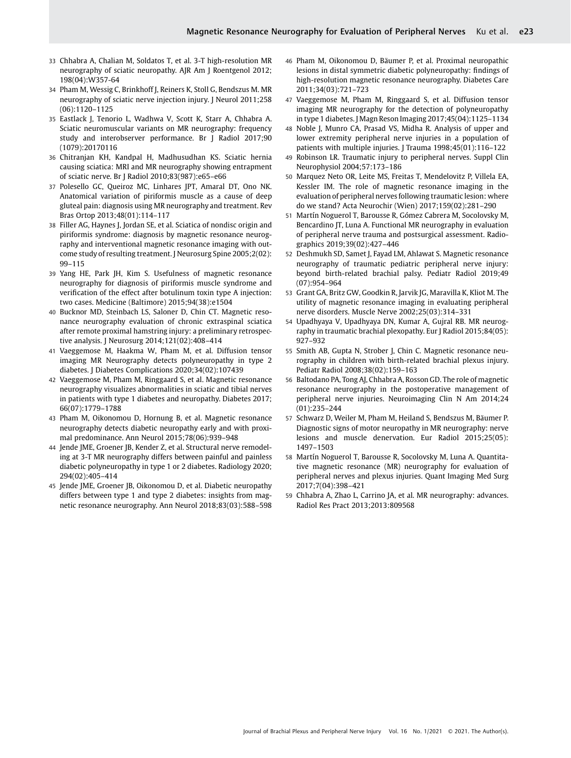33 Chhabra A, Chalian M, Soldatos T, et al. 3-T high-resolution MR neurography of sciatic neuropathy. AJR Am J Roentgenol 2012; 198(04):W357-64

34 Pham M, Wessig C, Brinkhoff J, Reiners K, Stoll G, Bendszus M. MR neurography of sciatic nerve injection injury. J Neurol 2011;258 (06):1120–1125

35 Eastlack J, Tenorio L, Wadhwa V, Scott K, Starr A, Chhabra A. Sciatic neuromuscular variants on MR neurography: frequency study and interobserver performance. Br J Radiol 2017;90 (1079):20170116

36 Chitranjan KH, Kandpal H, Madhusudhan KS. Sciatic hernia causing sciatica: MRI and MR neurography showing entrapment of sciatic nerve. Br J Radiol 2010;83(987):e65–e66

37 Polesello GC, Queiroz MC, Linhares JPT, Amaral DT, Ono NK. Anatomical variation of piriformis muscle as a cause of deep gluteal pain: diagnosis using MR neurography and treatment. Rev Bras Ortop 2013;48(01):114–117

38 Filler AG, Haynes J, Jordan SE, et al. Sciatica of nondisc origin and piriformis syndrome: diagnosis by magnetic resonance neurography and interventional magnetic resonance imaging with outcome study of resulting treatment. J Neurosurg Spine 2005;2(02): 99–115

39 Yang HE, Park JH, Kim S. Usefulness of magnetic resonance neurography for diagnosis of piriformis muscle syndrome and verification of the effect after botulinum toxin type A injection: two cases. Medicine (Baltimore) 2015;94(38):e1504

40 Bucknor MD, Steinbach LS, Saloner D, Chin CT. Magnetic resonance neurography evaluation of chronic extraspinal sciatica after remote proximal hamstring injury: a preliminary retrospective analysis. J Neurosurg 2014;121(02):408–414

41 Vaeggemose M, Haakma W, Pham M, et al. Diffusion tensor imaging MR Neurography detects polyneuropathy in type 2 diabetes. J Diabetes Complications 2020;34(02):107439

42 Vaeggemose M, Pham M, Ringgaard S, et al. Magnetic resonance neurography visualizes abnormalities in sciatic and tibial nerves in patients with type 1 diabetes and neuropathy. Diabetes 2017; 66(07):1779–1788

43 Pham M, Oikonomou D, Hornung B, et al. Magnetic resonance neurography detects diabetic neuropathy early and with proximal predominance. Ann Neurol 2015;78(06):939–948

44 Jende JME, Groener JB, Kender Z, et al. Structural nerve remodeling at 3-T MR neurography differs between painful and painless diabetic polyneuropathy in type 1 or 2 diabetes. Radiology 2020; 294(02):405–414

45 Jende JME, Groener JB, Oikonomou D, et al. Diabetic neuropathy differs between type 1 and type 2 diabetes: insights from magnetic resonance neurography. Ann Neurol 2018;83(03):588–598

46 Pham M, Oikonomou D, Bäumer P, et al. Proximal neuropathic lesions in distal symmetric diabetic polyneuropathy: findings of high-resolution magnetic resonance neurography. Diabetes Care 2011;34(03):721–723

47 Vaeggemose M, Pham M, Ringgaard S, et al. Diffusion tensor imaging MR neurography for the detection of polyneuropathy in type 1 diabetes. J Magn Reson Imaging 2017;45(04):1125–1134

48 Noble J, Munro CA, Prasad VS, Midha R. Analysis of upper and lower extremity peripheral nerve injuries in a population of patients with multiple injuries. J Trauma 1998;45(01):116–122

49 Robinson LR. Traumatic injury to peripheral nerves. Suppl Clin Neurophysiol 2004;57:173–186

50 Marquez Neto OR, Leite MS, Freitas T, Mendelovitz P, Villela EA, Kessler IM. The role of magnetic resonance imaging in the evaluation of peripheral nerves following traumatic lesion: where do we stand? Acta Neurochir (Wien) 2017;159(02):281–290

51 Martín Noguerol T, Barousse R, Gómez Cabrera M, Socolovsky M, Bencardino JT, Luna A. Functional MR neurography in evaluation of peripheral nerve trauma and postsurgical assessment. Radiographics 2019;39(02):427–446

52 Deshmukh SD, Samet J, Fayad LM, Ahlawat S. Magnetic resonance neurography of traumatic pediatric peripheral nerve injury: beyond birth-related brachial palsy. Pediatr Radiol 2019;49 (07):954–964

53 Grant GA, Britz GW, Goodkin R, Jarvik JG, Maravilla K, Kliot M. The utility of magnetic resonance imaging in evaluating peripheral nerve disorders. Muscle Nerve 2002;25(03):314–331

54 Upadhyaya V, Upadhyaya DN, Kumar A, Gujral RB. MR neurography in traumatic brachial plexopathy. Eur J Radiol 2015;84(05): 927–932

55 Smith AB, Gupta N, Strober J, Chin C. Magnetic resonance neurography in children with birth-related brachial plexus injury. Pediatr Radiol 2008;38(02):159–163

56 Baltodano PA, Tong AJ, Chhabra A, Rosson GD. The role of magnetic resonance neurography in the postoperative management of peripheral nerve injuries. Neuroimaging Clin N Am 2014;24 (01):235–244

57 Schwarz D, Weiler M, Pham M, Heiland S, Bendszus M, Bäumer P. Diagnostic signs of motor neuropathy in MR neurography: nerve lesions and muscle denervation. Eur Radiol 2015;25(05): 1497–1503

58 Martín Noguerol T, Barousse R, Socolovsky M, Luna A. Quantitative magnetic resonance (MR) neurography for evaluation of peripheral nerves and plexus injuries. Quant Imaging Med Surg 2017;7(04):398–421

59 Chhabra A, Zhao L, Carrino JA, et al. MR neurography: advances. Radiol Res Pract 2013;2013:809568